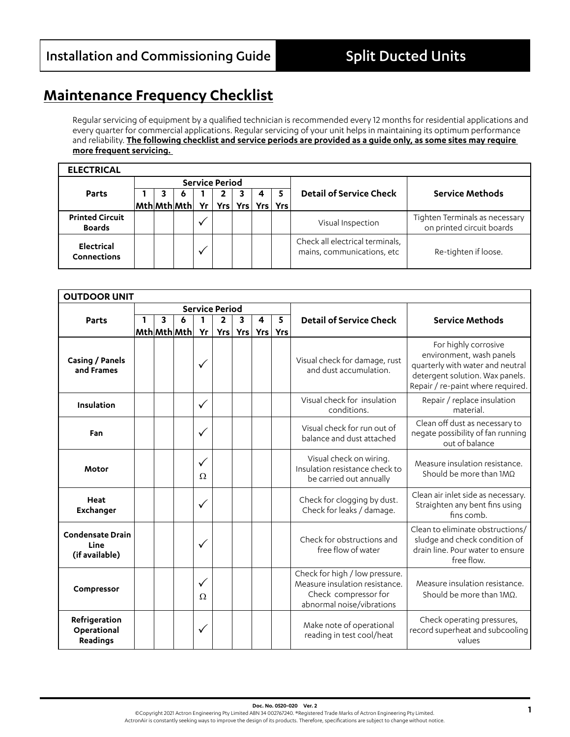# Maintenance Frequency Checklist

Regular servicing of equipment by a qualified technician is recommended every 12 months for residential applications and every quarter for commercial applications. Regular servicing of your unit helps in maintaining its optimum performance and reliability. **The following checklist and service periods are provided as a guide only, as some sites may require more frequent servicing.**

| ELECTRICAL | | | | | | | | | | |
|---|---|---|---|---|---|---|---|---|---|---|
| Parts | Service Period | | | | | | | | Detail of Service Check | Service Methods |
| | 1 Mth | 3 Mth | 6 Mth | 1 Yr | 2 Yrs | 3 Yrs | 4 Yrs | 5 Yrs | | |
| **Printed Circuit Boards** | | | | ✓ | | | | | Visual Inspection | Tighten Terminals as necessary on printed circuit boards |
| **Electrical Connections** | | | | ✓ | | | | | Check all electrical terminals, mains, communications, etc | Re-tighten if loose. |

| OUTDOOR UNIT | | | | | | | | | | |
|---|---|---|---|---|---|---|---|---|---|---|
| Parts | Service Period | | | | | | | | Detail of Service Check | Service Methods |
| | 1 Mth | 3 Mth | 6 Mth | 1 Yr | 2 Yrs | 3 Yrs | 4 Yrs | 5 Yrs | | |
| **Casing / Panels and Frames** | | | | ✓ | | | | | Visual check for damage, rust and dust accumulation. | For highly corrosive environment, wash panels quarterly with water and neutral detergent solution. Wax panels. Repair / re-paint where required. |
| **Insulation** | | | | ✓ | | | | | Visual check for insulation conditions. | Repair / replace insulation material. |
| **Fan** | | | | ✓ | | | | | Visual check for run out of balance and dust attached | Clean off dust as necessary to negate possibility of fan running out of balance |
| **Motor** | | | | ✓ Ω | | | | | Visual check on wiring. Insulation resistance check to be carried out annually | Measure insulation resistance. Should be more than 1MΩ |
| **Heat Exchanger** | | | | ✓ | | | | | Check for clogging by dust. Check for leaks / damage. | Clean air inlet side as necessary. Straighten any bent fins using fins comb. |
| **Condensate Drain Line (if available)** | | | | ✓ | | | | | Check for obstructions and free flow of water | Clean to eliminate obstructions/ sludge and check condition of drain line. Pour water to ensure free flow. |
| **Compressor** | | | | ✓ Ω | | | | | Check for high / low pressure. Measure insulation resistance. Check compressor for abnormal noise/vibrations | Measure insulation resistance. Should be more than 1MΩ. |
| **Refrigeration Operational Readings** | | | | ✓ | | | | | Make note of operational reading in test cool/heat | Check operating pressures, record superheat and subcooling values |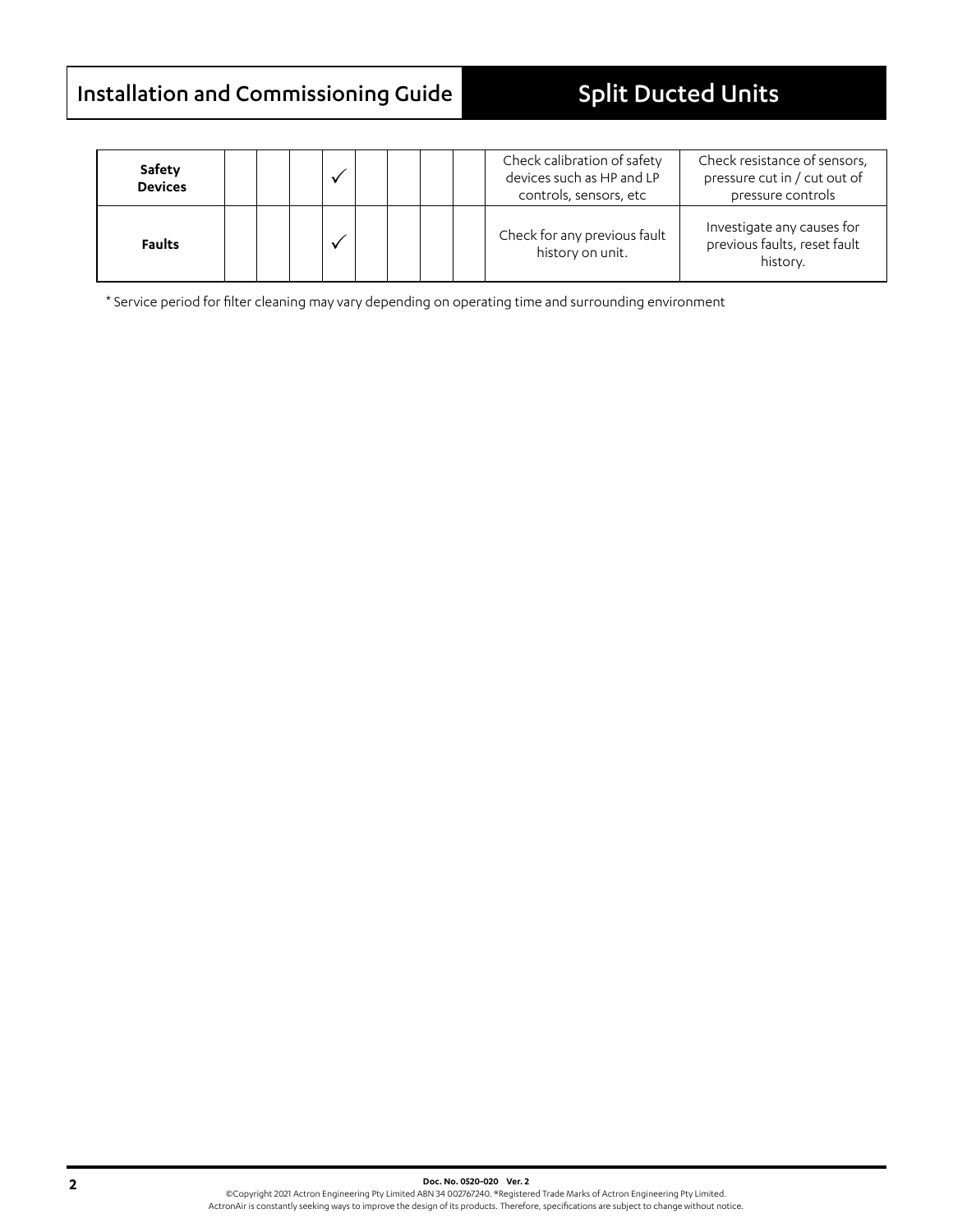| | | | | | | | | | | |
|---|---|---|---|---|---|---|---|---|---|---|
| **Safety Devices** | | | | ✓ | | | | | Check calibration of safety devices such as HP and LP controls, sensors, etc | Check resistance of sensors, pressure cut in / cut out of pressure controls |
| **Faults** | | | | ✓ | | | | | Check for any previous fault history on unit. | Investigate any causes for previous faults, reset fault history. |

* Service period for filter cleaning may vary depending on operating time and surrounding environment

**Doc. No. 0520-020 Ver. 2**

©Copyright 2021 Actron Engineering Pty Limited ABN 34 002767240. ®Registered Trade Marks of Actron Engineering Pty Limited.
ActronAir is constantly seeking ways to improve the design of its products. Therefore, specifications are subject to change without notice.